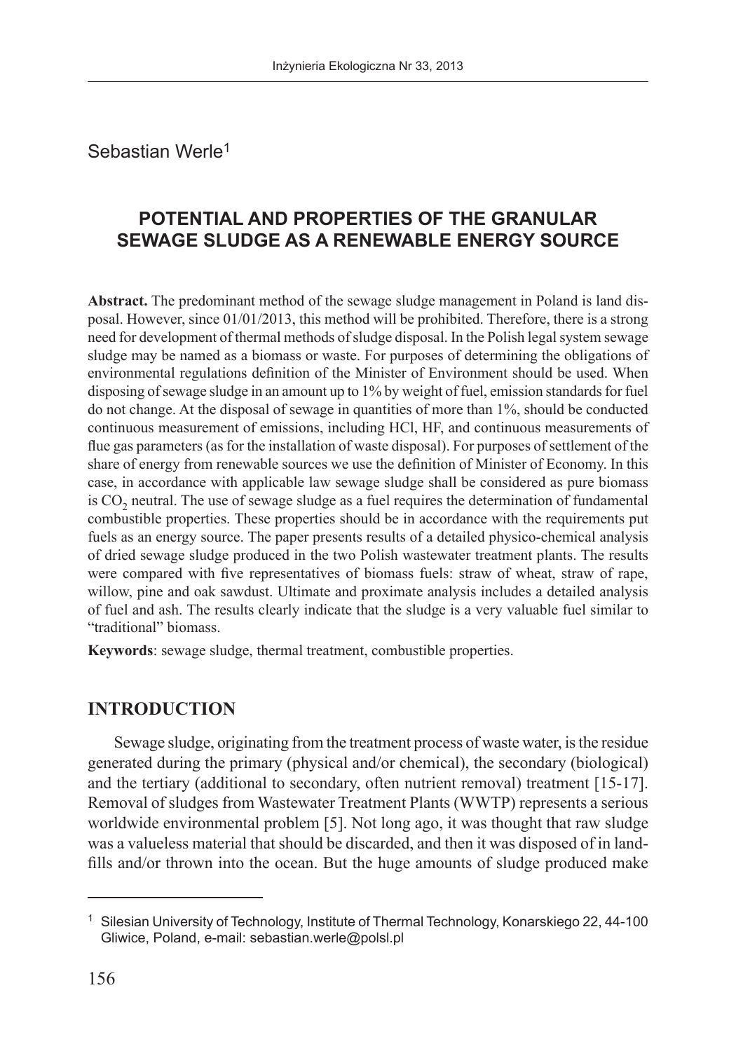Sebastian Werle[1]

# POTENTIAL AND PROPERTIES OF THE GRANULAR SEWAGE SLUDGE AS A RENEWABLE ENERGY SOURCE

**Abstract.** The predominant method of the sewage sludge management in Poland is land disposal. However, since 01/01/2013, this method will be prohibited. Therefore, there is a strong need for development of thermal methods of sludge disposal. In the Polish legal system sewage sludge may be named as a biomass or waste. For purposes of determining the obligations of environmental regulations definition of the Minister of Environment should be used. When disposing of sewage sludge in an amount up to 1% by weight of fuel, emission standards for fuel do not change. At the disposal of sewage in quantities of more than 1%, should be conducted continuous measurement of emissions, including HCl, HF, and continuous measurements of flue gas parameters (as for the installation of waste disposal). For purposes of settlement of the share of energy from renewable sources we use the definition of Minister of Economy. In this case, in accordance with applicable law sewage sludge shall be considered as pure biomass is $CO_2$ neutral. The use of sewage sludge as a fuel requires the determination of fundamental combustible properties. These properties should be in accordance with the requirements put fuels as an energy source. The paper presents results of a detailed physico-chemical analysis of dried sewage sludge produced in the two Polish wastewater treatment plants. The results were compared with five representatives of biomass fuels: straw of wheat, straw of rape, willow, pine and oak sawdust. Ultimate and proximate analysis includes a detailed analysis of fuel and ash. The results clearly indicate that the sludge is a very valuable fuel similar to "traditional" biomass.

**Keywords**: sewage sludge, thermal treatment, combustible properties.

## INTRODUCTION

Sewage sludge, originating from the treatment process of waste water, is the residue generated during the primary (physical and/or chemical), the secondary (biological) and the tertiary (additional to secondary, often nutrient removal) treatment [15-17]. Removal of sludges from Wastewater Treatment Plants (WWTP) represents a serious worldwide environmental problem [5]. Not long ago, it was thought that raw sludge was a valueless material that should be discarded, and then it was disposed of in landfills and/or thrown into the ocean. But the huge amounts of sludge produced make

[1] Silesian University of Technology, Institute of Thermal Technology, Konarskiego 22, 44-100 Gliwice, Poland, e-mail: sebastian.werle@polsl.pl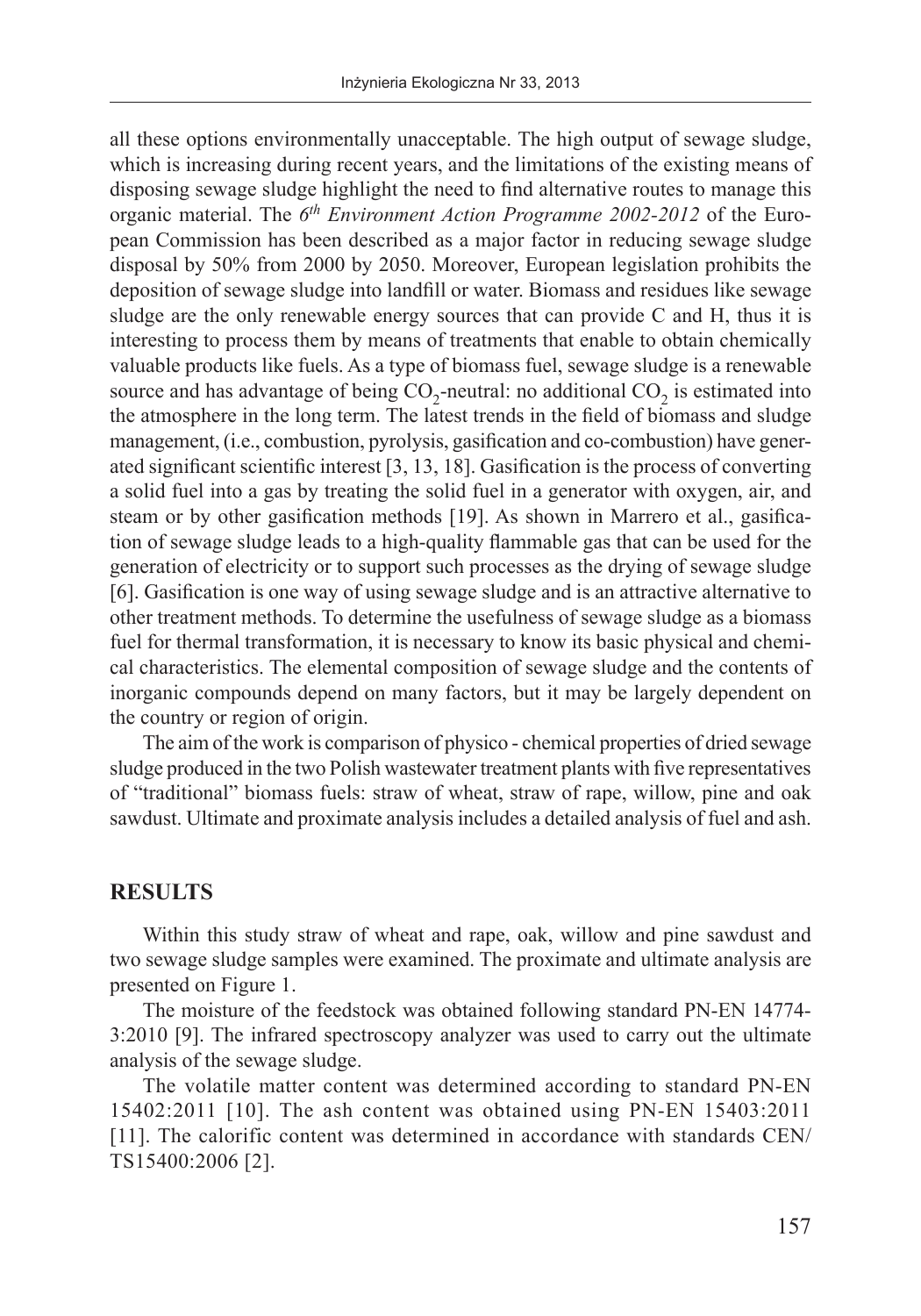all these options environmentally unacceptable. The high output of sewage sludge, which is increasing during recent years, and the limitations of the existing means of disposing sewage sludge highlight the need to find alternative routes to manage this organic material. The *6th Environment Action Programme 2002-2012* of the European Commission has been described as a major factor in reducing sewage sludge disposal by 50% from 2000 by 2050. Moreover, European legislation prohibits the deposition of sewage sludge into landfill or water. Biomass and residues like sewage sludge are the only renewable energy sources that can provide C and H, thus it is interesting to process them by means of treatments that enable to obtain chemically valuable products like fuels. As a type of biomass fuel, sewage sludge is a renewable source and has advantage of being $CO_2$-neutral: no additional $CO_2$ is estimated into the atmosphere in the long term. The latest trends in the field of biomass and sludge management, (i.e., combustion, pyrolysis, gasification and co-combustion) have generated significant scientific interest [3, 13, 18]. Gasification is the process of converting a solid fuel into a gas by treating the solid fuel in a generator with oxygen, air, and steam or by other gasification methods [19]. As shown in Marrero et al., gasification of sewage sludge leads to a high-quality flammable gas that can be used for the generation of electricity or to support such processes as the drying of sewage sludge [6]. Gasification is one way of using sewage sludge and is an attractive alternative to other treatment methods. To determine the usefulness of sewage sludge as a biomass fuel for thermal transformation, it is necessary to know its basic physical and chemical characteristics. The elemental composition of sewage sludge and the contents of inorganic compounds depend on many factors, but it may be largely dependent on the country or region of origin.

The aim of the work is comparison of physico - chemical properties of dried sewage sludge produced in the two Polish wastewater treatment plants with five representatives of "traditional" biomass fuels: straw of wheat, straw of rape, willow, pine and oak sawdust. Ultimate and proximate analysis includes a detailed analysis of fuel and ash.

## RESULTS

Within this study straw of wheat and rape, oak, willow and pine sawdust and two sewage sludge samples were examined. The proximate and ultimate analysis are presented on Figure 1.

The moisture of the feedstock was obtained following standard PN-EN 14774-3:2010 [9]. The infrared spectroscopy analyzer was used to carry out the ultimate analysis of the sewage sludge.

The volatile matter content was determined according to standard PN-EN 15402:2011 [10]. The ash content was obtained using PN-EN 15403:2011 [11]. The calorific content was determined in accordance with standards CEN/TS15400:2006 [2].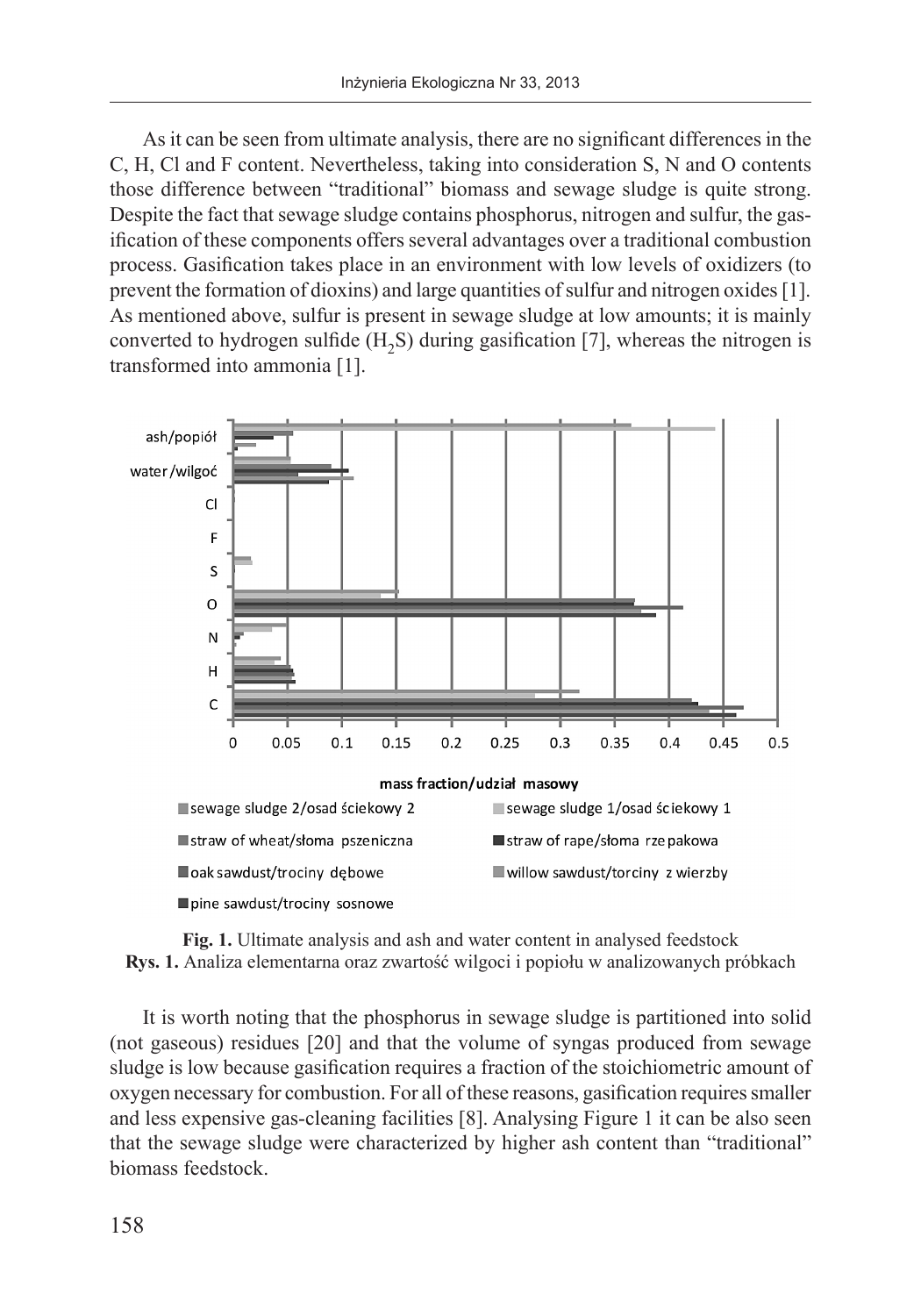As it can be seen from ultimate analysis, there are no significant differences in the C, H, Cl and F content. Nevertheless, taking into consideration S, N and O contents those difference between "traditional" biomass and sewage sludge is quite strong. Despite the fact that sewage sludge contains phosphorus, nitrogen and sulfur, the gasification of these components offers several advantages over a traditional combustion process. Gasification takes place in an environment with low levels of oxidizers (to prevent the formation of dioxins) and large quantities of sulfur and nitrogen oxides [1]. As mentioned above, sulfur is present in sewage sludge at low amounts; it is mainly converted to hydrogen sulfide ($H_2S$) during gasification [7], whereas the nitrogen is transformed into ammonia [1].

ash/popiół
water/wilgoć
Cl
F
S
O
N
H
C

0 0.05 0.1 0.15 0.2 0.25 0.3 0.35 0.4 0.45 0.5

mass fraction/udział masowy

sewage sludge 2/osad ściekowy 2
sewage sludge 1/osad ściekowy 1
straw of wheat/słoma pszeniczna
straw of rape/słoma rzepakowa
oak sawdust/trociny dębowe
willow sawdust/torciny z wierzby
pine sawdust/trociny sosnowe

**Fig. 1.** Ultimate analysis and ash and water content in analysed feedstock
**Rys. 1.** Analiza elementarna oraz zwartość wilgoci i popiołu w analizowanych próbkach

It is worth noting that the phosphorus in sewage sludge is partitioned into solid (not gaseous) residues [20] and that the volume of syngas produced from sewage sludge is low because gasification requires a fraction of the stoichiometric amount of oxygen necessary for combustion. For all of these reasons, gasification requires smaller and less expensive gas-cleaning facilities [8]. Analysing Figure 1 it can be also seen that the sewage sludge were characterized by higher ash content than "traditional" biomass feedstock.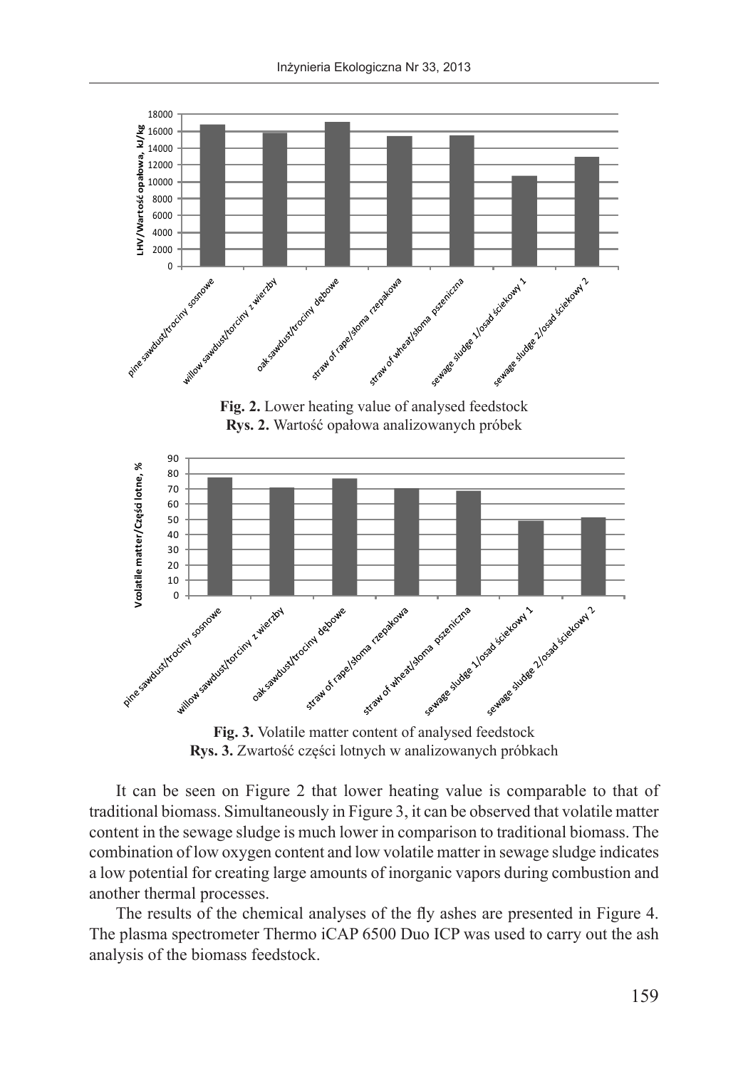**Fig. 2.** Lower heating value of analysed feedstock
**Rys. 2.** Wartość opałowa analizowanych próbek

**Fig. 3.** Volatile matter content of analysed feedstock
**Rys. 3.** Zwartość części lotnych w analizowanych próbkach

It can be seen on Figure 2 that lower heating value is comparable to that of traditional biomass. Simultaneously in Figure 3, it can be observed that volatile matter content in the sewage sludge is much lower in comparison to traditional biomass. The combination of low oxygen content and low volatile matter in sewage sludge indicates a low potential for creating large amounts of inorganic vapors during combustion and another thermal processes.

The results of the chemical analyses of the fly ashes are presented in Figure 4. The plasma spectrometer Thermo iCAP 6500 Duo ICP was used to carry out the ash analysis of the biomass feedstock.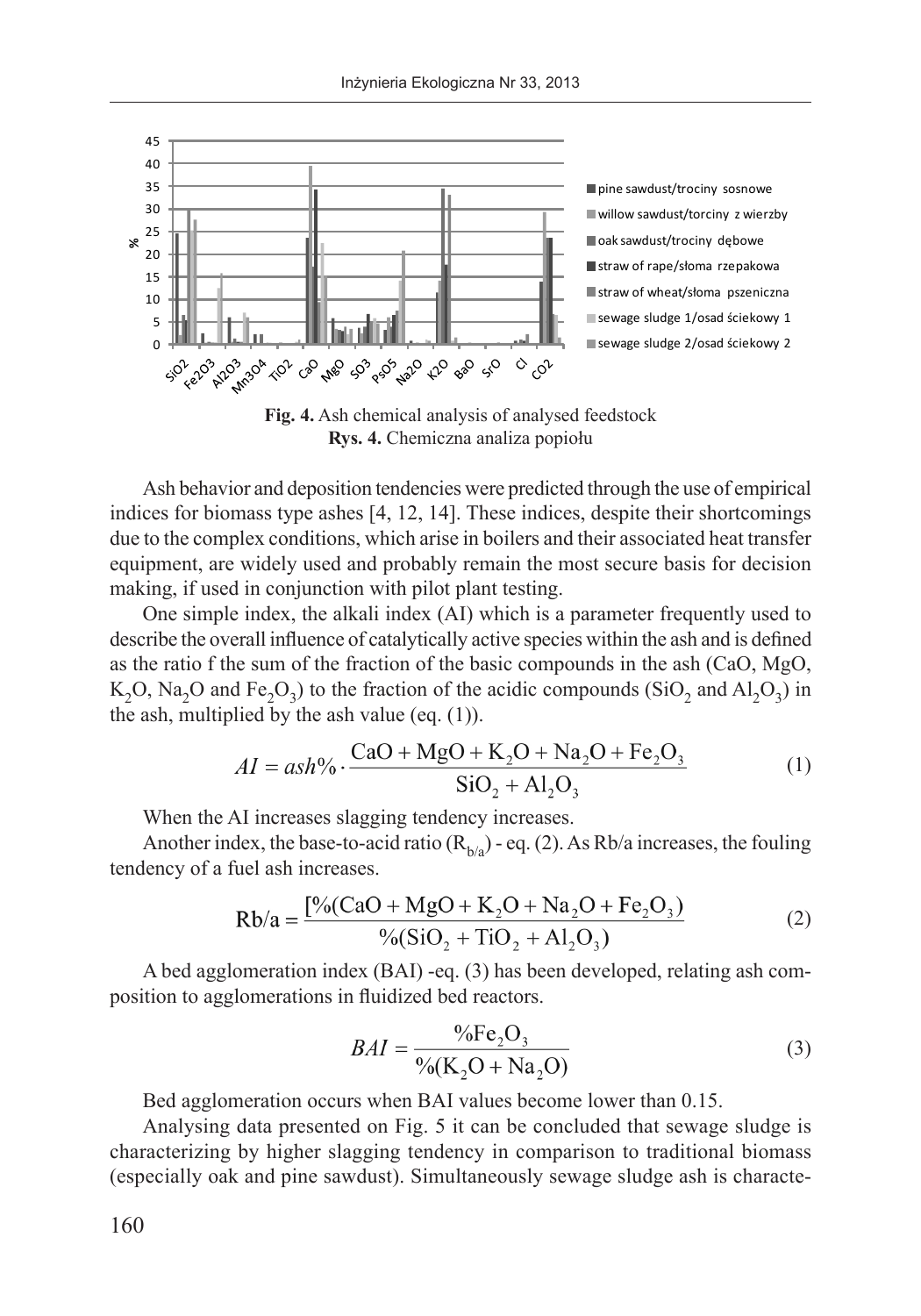45
40
35
30
25
20
15
10
5
0

%

SiO2 Fe2O3 Al2O3 Mn3O4 TiO2 CaO MgO SO3 PsO5 Na2O K2O BaO SrO Cl CO2

pine sawdust/trociny sosnowe
willow sawdust/torciny z wierzby
oak sawdust/trociny dębowe
straw of rape/słoma rzepakowa
straw of wheat/słoma pszeniczna
sewage sludge 1/osad ściekowy 1
sewage sludge 2/osad ściekowy 2

**Fig. 4.** Ash chemical analysis of analysed feedstock
**Rys. 4.** Chemiczna analiza popiołu

Ash behavior and deposition tendencies were predicted through the use of empirical indices for biomass type ashes [4, 12, 14]. These indices, despite their shortcomings due to the complex conditions, which arise in boilers and their associated heat transfer equipment, are widely used and probably remain the most secure basis for decision making, if used in conjunction with pilot plant testing.

One simple index, the alkali index (AI) which is a parameter frequently used to describe the overall influence of catalytically active species within the ash and is defined as the ratio f the sum of the fraction of the basic compounds in the ash (CaO, MgO, $K_2O$, $Na_2O$ and $Fe_2O_3$) to the fraction of the acidic compounds ($SiO_2$ and $Al_2O_3$) in the ash, multiplied by the ash value (eq. (1)).

$$AI = ash\% \cdot \frac{\mathrm{CaO} + \mathrm{MgO} + \mathrm{K_2O} + \mathrm{Na_2O} + \mathrm{Fe_2O_3}}{\mathrm{SiO_2} + \mathrm{Al_2O_3}} \tag{1}$$

When the AI increases slagging tendency increases.

Another index, the base-to-acid ratio ($R_{b/a}$) - eq. (2). As Rb/a increases, the fouling tendency of a fuel ash increases.

$$\mathrm{Rb/a} = \frac{[\%(\mathrm{CaO} + \mathrm{MgO} + \mathrm{K_2O} + \mathrm{Na_2O} + \mathrm{Fe_2O_3})}{\%(\mathrm{SiO_2} + \mathrm{TiO_2} + \mathrm{Al_2O_3})} \tag{2}$$

A bed agglomeration index (BAI) -eq. (3) has been developed, relating ash composition to agglomerations in fluidized bed reactors.

$$BAI = \frac{\%\mathrm{Fe_2O_3}}{\%(\mathrm{K_2O} + \mathrm{Na_2O})} \tag{3}$$

Bed agglomeration occurs when BAI values become lower than 0.15.

Analysing data presented on Fig. 5 it can be concluded that sewage sludge is characterizing by higher slagging tendency in comparison to traditional biomass (especially oak and pine sawdust). Simultaneously sewage sludge ash is characte-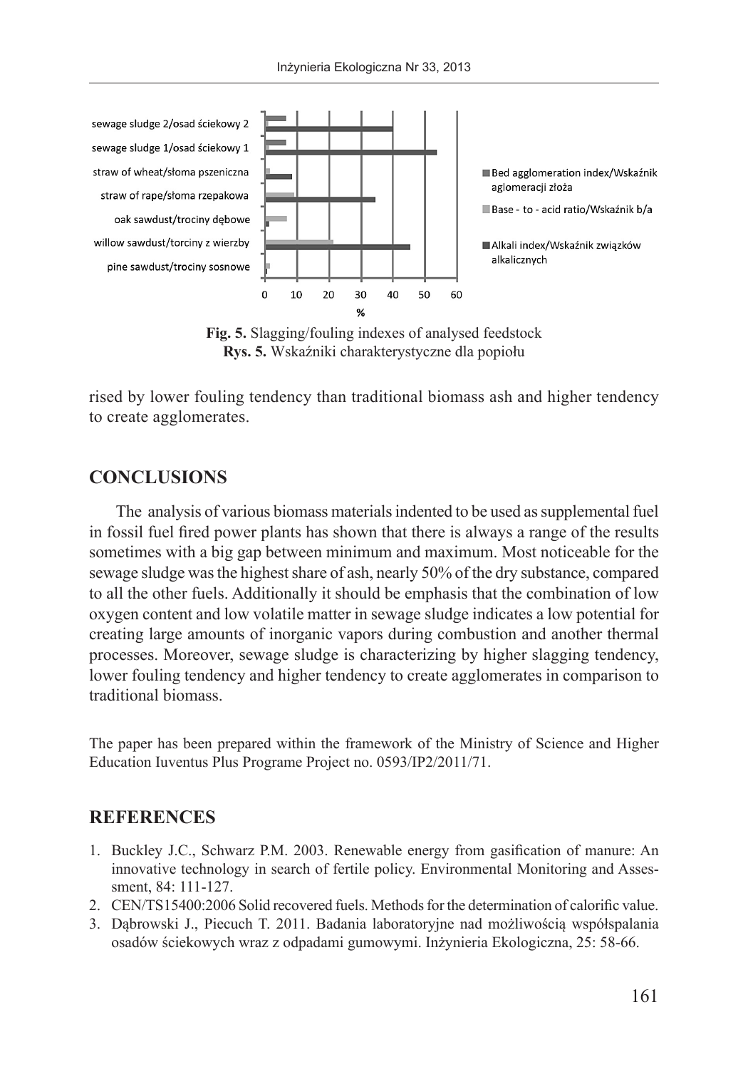sewage sludge 2/osad ściekowy 2

sewage sludge 1/osad ściekowy 1

straw of wheat/słoma pszeniczna

straw of rape/słoma rzepakowa

oak sawdust/trociny dębowe

willow sawdust/torciny z wierzby

pine sawdust/trociny sosnowe

0 10 20 30 40 50 60

%

Bed agglomeration index/Wskaźnik aglomeracji złoża

Base - to - acid ratio/Wskaźnik b/a

Alkali index/Wskaźnik związków alkalicznych

**Fig. 5.** Slagging/fouling indexes of analysed feedstock
**Rys. 5.** Wskaźniki charakterystyczne dla popiołu

rised by lower fouling tendency than traditional biomass ash and higher tendency to create agglomerates.

## CONCLUSIONS

The analysis of various biomass materials indented to be used as supplemental fuel in fossil fuel fired power plants has shown that there is always a range of the results sometimes with a big gap between minimum and maximum. Most noticeable for the sewage sludge was the highest share of ash, nearly 50% of the dry substance, compared to all the other fuels. Additionally it should be emphasis that the combination of low oxygen content and low volatile matter in sewage sludge indicates a low potential for creating large amounts of inorganic vapors during combustion and another thermal processes. Moreover, sewage sludge is characterizing by higher slagging tendency, lower fouling tendency and higher tendency to create agglomerates in comparison to traditional biomass.

The paper has been prepared within the framework of the Ministry of Science and Higher Education Iuventus Plus Programe Project no. 0593/IP2/2011/71.

## REFERENCES

1. Buckley J.C., Schwarz P.M. 2003. Renewable energy from gasification of manure: An innovative technology in search of fertile policy. Environmental Monitoring and Assessment, 84: 111-127.
2. CEN/TS15400:2006 Solid recovered fuels. Methods for the determination of calorific value.
3. Dąbrowski J., Piecuch T. 2011. Badania laboratoryjne nad możliwością współspalania osadów ściekowych wraz z odpadami gumowymi. Inżynieria Ekologiczna, 25: 58-66.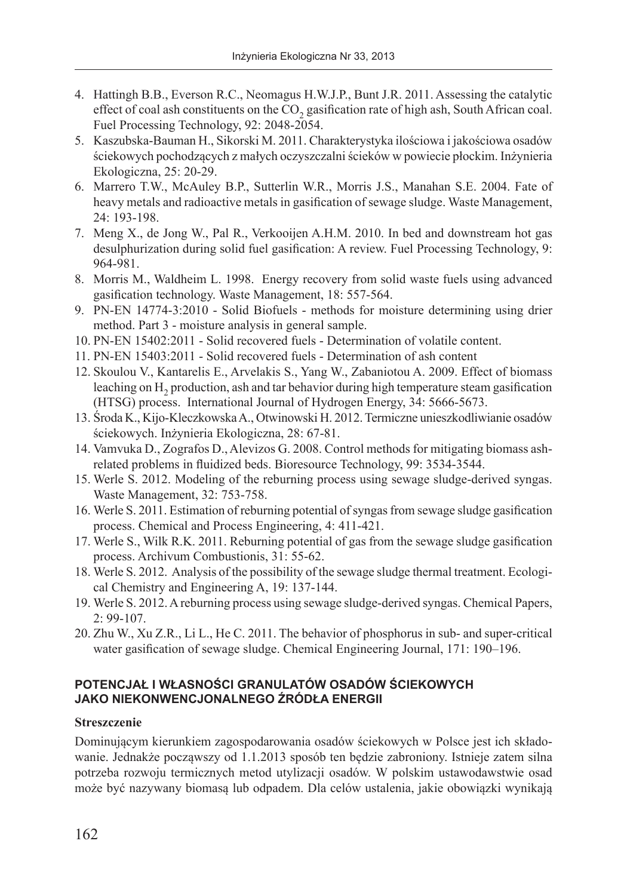4. Hattingh B.B., Everson R.C., Neomagus H.W.J.P., Bunt J.R. 2011. Assessing the catalytic effect of coal ash constituents on the $CO_2$ gasification rate of high ash, South African coal. Fuel Processing Technology, 92: 2048-2054.
5. Kaszubska-Bauman H., Sikorski M. 2011. Charakterystyka ilościowa i jakościowa osadów ściekowych pochodzących z małych oczyszczalni ścieków w powiecie płockim. Inżynieria Ekologiczna, 25: 20-29.
6. Marrero T.W., McAuley B.P., Sutterlin W.R., Morris J.S., Manahan S.E. 2004. Fate of heavy metals and radioactive metals in gasification of sewage sludge. Waste Management, 24: 193-198.
7. Meng X., de Jong W., Pal R., Verkooijen A.H.M. 2010. In bed and downstream hot gas desulphurization during solid fuel gasification: A review. Fuel Processing Technology, 9: 964-981.
8. Morris M., Waldheim L. 1998. Energy recovery from solid waste fuels using advanced gasification technology. Waste Management, 18: 557-564.
9. PN-EN 14774-3:2010 - Solid Biofuels - methods for moisture determining using drier method. Part 3 - moisture analysis in general sample.
10. PN-EN 15402:2011 - Solid recovered fuels - Determination of volatile content.
11. PN-EN 15403:2011 - Solid recovered fuels - Determination of ash content
12. Skoulou V., Kantarelis E., Arvelakis S., Yang W., Zabaniotou A. 2009. Effect of biomass leaching on $H_2$ production, ash and tar behavior during high temperature steam gasification (HTSG) process. International Journal of Hydrogen Energy, 34: 5666-5673.
13. Środa K., Kijo-Kleczkowska A., Otwinowski H. 2012. Termiczne unieszkodliwianie osadów ściekowych. Inżynieria Ekologiczna, 28: 67-81.
14. Vamvuka D., Zografos D., Alevizos G. 2008. Control methods for mitigating biomass ash-related problems in fluidized beds. Bioresource Technology, 99: 3534-3544.
15. Werle S. 2012. Modeling of the reburning process using sewage sludge-derived syngas. Waste Management, 32: 753-758.
16. Werle S. 2011. Estimation of reburning potential of syngas from sewage sludge gasification process. Chemical and Process Engineering, 4: 411-421.
17. Werle S., Wilk R.K. 2011. Reburning potential of gas from the sewage sludge gasification process. Archivum Combustionis, 31: 55-62.
18. Werle S. 2012. Analysis of the possibility of the sewage sludge thermal treatment. Ecological Chemistry and Engineering A, 19: 137-144.
19. Werle S. 2012. A reburning process using sewage sludge-derived syngas. Chemical Papers, 2: 99-107.
20. Zhu W., Xu Z.R., Li L., He C. 2011. The behavior of phosphorus in sub- and super-critical water gasification of sewage sludge. Chemical Engineering Journal, 171: 190–196.

## POTENCJAŁ I WŁASNOŚCI GRANULATÓW OSADÓW ŚCIEKOWYCH JAKO NIEKONWENCJONALNEGO ŹRÓDŁA ENERGII

**Streszczenie**

Dominującym kierunkiem zagospodarowania osadów ściekowych w Polsce jest ich składowanie. Jednakże począwszy od 1.1.2013 sposób ten będzie zabroniony. Istnieje zatem silna potrzeba rozwoju termicznych metod utylizacji osadów. W polskim ustawodawstwie osad może być nazywany biomasą lub odpadem. Dla celów ustalenia, jakie obowiązki wynikają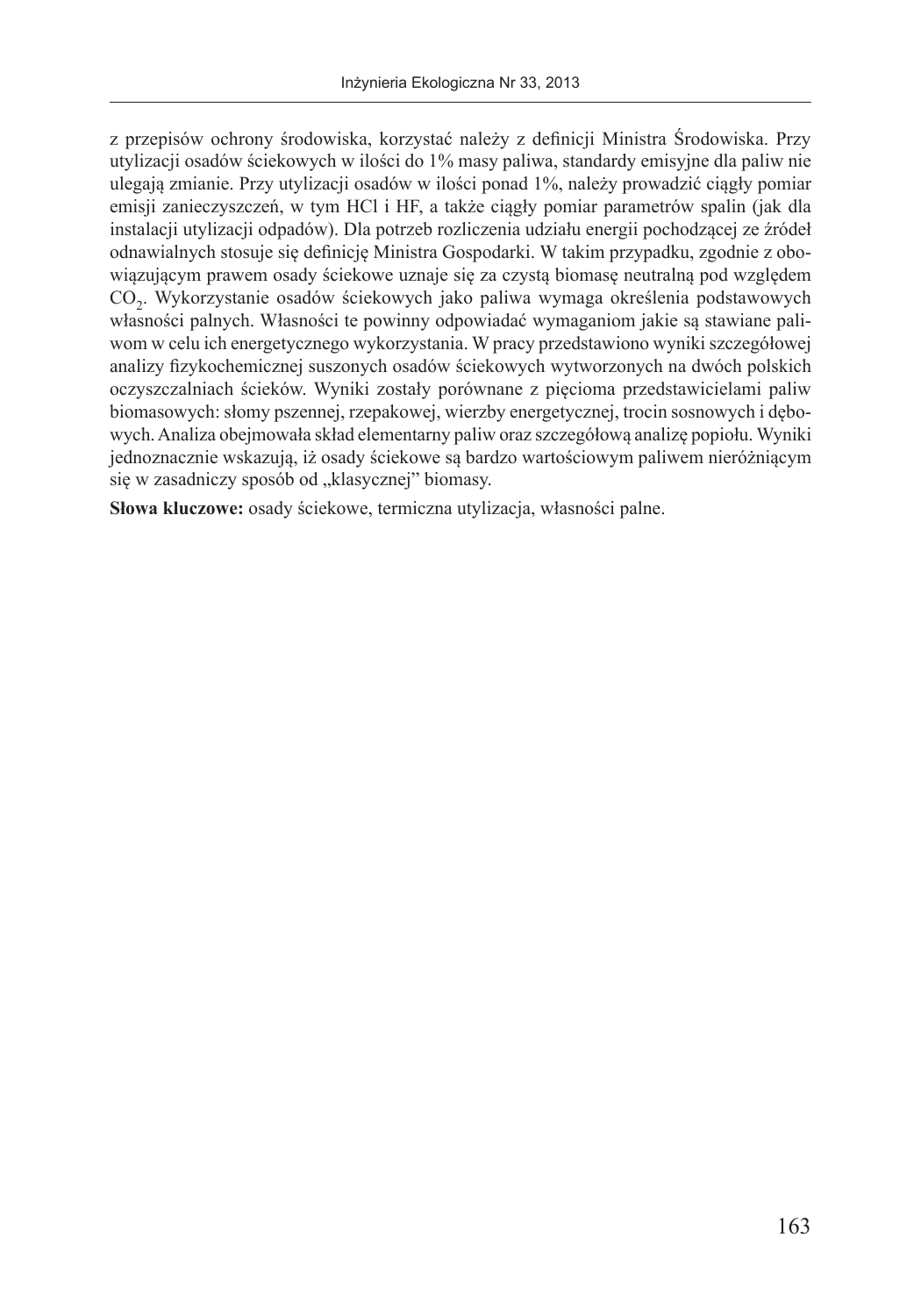z przepisów ochrony środowiska, korzystać należy z definicji Ministra Środowiska. Przy utylizacji osadów ściekowych w ilości do 1% masy paliwa, standardy emisyjne dla paliw nie ulegają zmianie. Przy utylizacji osadów w ilości ponad 1%, należy prowadzić ciągły pomiar emisji zanieczyszczeń, w tym HCl i HF, a także ciągły pomiar parametrów spalin (jak dla instalacji utylizacji odpadów). Dla potrzeb rozliczenia udziału energii pochodzącej ze źródeł odnawialnych stosuje się definicję Ministra Gospodarki. W takim przypadku, zgodnie z obowiązującym prawem osady ściekowe uznaje się za czystą biomasę neutralną pod względem $CO_2$. Wykorzystanie osadów ściekowych jako paliwa wymaga określenia podstawowych własności palnych. Własności te powinny odpowiadać wymaganiom jakie są stawiane paliwom w celu ich energetycznego wykorzystania. W pracy przedstawiono wyniki szczegółowej analizy fizykochemicznej suszonych osadów ściekowych wytworzonych na dwóch polskich oczyszczalniach ścieków. Wyniki zostały porównane z pięcioma przedstawicielami paliw biomasowych: słomy pszennej, rzepakowej, wierzby energetycznej, trocin sosnowych i dębowych. Analiza obejmowała skład elementarny paliw oraz szczegółową analizę popiołu. Wyniki jednoznacznie wskazują, iż osady ściekowe są bardzo wartościowym paliwem nieróżniącym się w zasadniczy sposób od „klasycznej" biomasy.

**Słowa kluczowe:** osady ściekowe, termiczna utylizacja, własności palne.